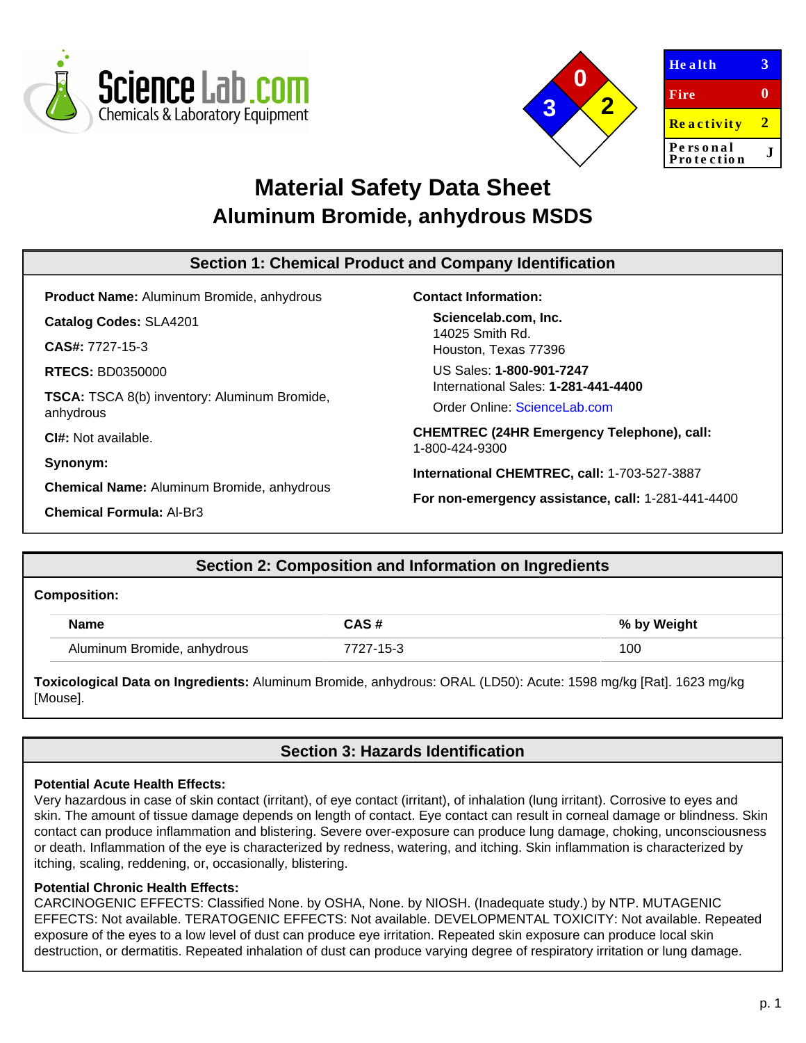ScienceLab.com
Chemicals & Laboratory Equipment

| Health | 3 |
| --- | --- |
| Fire | 0 |
| Reactivity | 2 |
| Personal Protection | J |

# Material Safety Data Sheet
## Aluminum Bromide, anhydrous MSDS

## Section 1: Chemical Product and Company Identification

**Product Name:** Aluminum Bromide, anhydrous

**Catalog Codes:** SLA4201

**CAS#:** 7727-15-3

**RTECS:** BD0350000

**TSCA:** TSCA 8(b) inventory: Aluminum Bromide, anhydrous

**CI#:** Not available.

**Synonym:**

**Chemical Name:** Aluminum Bromide, anhydrous

**Chemical Formula:** Al-Br3

**Contact Information:**

**Sciencelab.com, Inc.**
14025 Smith Rd.
Houston, Texas 77396

US Sales: **1-800-901-7247**
International Sales: **1-281-441-4400**

Order Online: ScienceLab.com

**CHEMTREC (24HR Emergency Telephone), call:**
1-800-424-9300

**International CHEMTREC, call:** 1-703-527-3887

**For non-emergency assistance, call:** 1-281-441-4400

## Section 2: Composition and Information on Ingredients

**Composition:**

| Name | CAS # | % by Weight |
| --- | --- | --- |
| Aluminum Bromide, anhydrous | 7727-15-3 | 100 |

**Toxicological Data on Ingredients:** Aluminum Bromide, anhydrous: ORAL (LD50): Acute: 1598 mg/kg [Rat]. 1623 mg/kg [Mouse].

## Section 3: Hazards Identification

**Potential Acute Health Effects:**
Very hazardous in case of skin contact (irritant), of eye contact (irritant), of inhalation (lung irritant). Corrosive to eyes and skin. The amount of tissue damage depends on length of contact. Eye contact can result in corneal damage or blindness. Skin contact can produce inflammation and blistering. Severe over-exposure can produce lung damage, choking, unconsciousness or death. Inflammation of the eye is characterized by redness, watering, and itching. Skin inflammation is characterized by itching, scaling, reddening, or, occasionally, blistering.

**Potential Chronic Health Effects:**
CARCINOGENIC EFFECTS: Classified None. by OSHA, None. by NIOSH. (Inadequate study.) by NTP. MUTAGENIC EFFECTS: Not available. TERATOGENIC EFFECTS: Not available. DEVELOPMENTAL TOXICITY: Not available. Repeated exposure of the eyes to a low level of dust can produce eye irritation. Repeated skin exposure can produce local skin destruction, or dermatitis. Repeated inhalation of dust can produce varying degree of respiratory irritation or lung damage.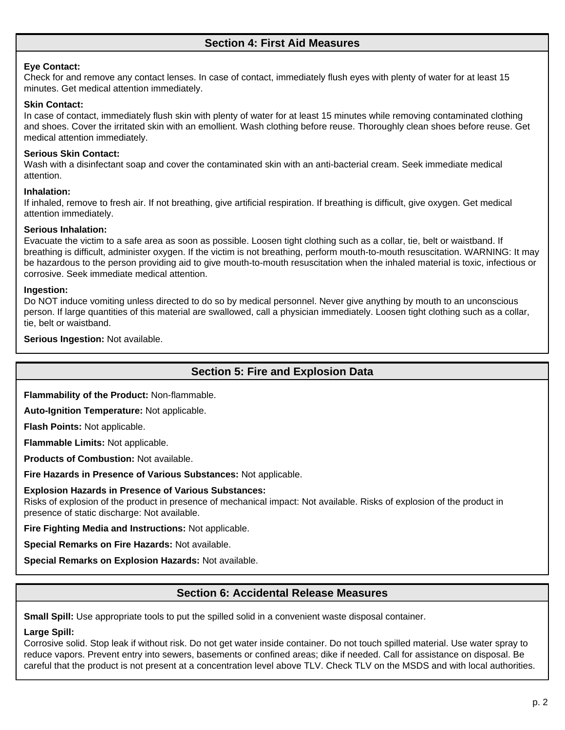## Section 4: First Aid Measures

**Eye Contact:**
Check for and remove any contact lenses. In case of contact, immediately flush eyes with plenty of water for at least 15 minutes. Get medical attention immediately.

**Skin Contact:**
In case of contact, immediately flush skin with plenty of water for at least 15 minutes while removing contaminated clothing and shoes. Cover the irritated skin with an emollient. Wash clothing before reuse. Thoroughly clean shoes before reuse. Get medical attention immediately.

**Serious Skin Contact:**
Wash with a disinfectant soap and cover the contaminated skin with an anti-bacterial cream. Seek immediate medical attention.

**Inhalation:**
If inhaled, remove to fresh air. If not breathing, give artificial respiration. If breathing is difficult, give oxygen. Get medical attention immediately.

**Serious Inhalation:**
Evacuate the victim to a safe area as soon as possible. Loosen tight clothing such as a collar, tie, belt or waistband. If breathing is difficult, administer oxygen. If the victim is not breathing, perform mouth-to-mouth resuscitation. WARNING: It may be hazardous to the person providing aid to give mouth-to-mouth resuscitation when the inhaled material is toxic, infectious or corrosive. Seek immediate medical attention.

**Ingestion:**
Do NOT induce vomiting unless directed to do so by medical personnel. Never give anything by mouth to an unconscious person. If large quantities of this material are swallowed, call a physician immediately. Loosen tight clothing such as a collar, tie, belt or waistband.

**Serious Ingestion:** Not available.

## Section 5: Fire and Explosion Data

**Flammability of the Product:** Non-flammable.

**Auto-Ignition Temperature:** Not applicable.

**Flash Points:** Not applicable.

**Flammable Limits:** Not applicable.

**Products of Combustion:** Not available.

**Fire Hazards in Presence of Various Substances:** Not applicable.

**Explosion Hazards in Presence of Various Substances:**
Risks of explosion of the product in presence of mechanical impact: Not available. Risks of explosion of the product in presence of static discharge: Not available.

**Fire Fighting Media and Instructions:** Not applicable.

**Special Remarks on Fire Hazards:** Not available.

**Special Remarks on Explosion Hazards:** Not available.

## Section 6: Accidental Release Measures

**Small Spill:** Use appropriate tools to put the spilled solid in a convenient waste disposal container.

**Large Spill:**
Corrosive solid. Stop leak if without risk. Do not get water inside container. Do not touch spilled material. Use water spray to reduce vapors. Prevent entry into sewers, basements or confined areas; dike if needed. Call for assistance on disposal. Be careful that the product is not present at a concentration level above TLV. Check TLV on the MSDS and with local authorities.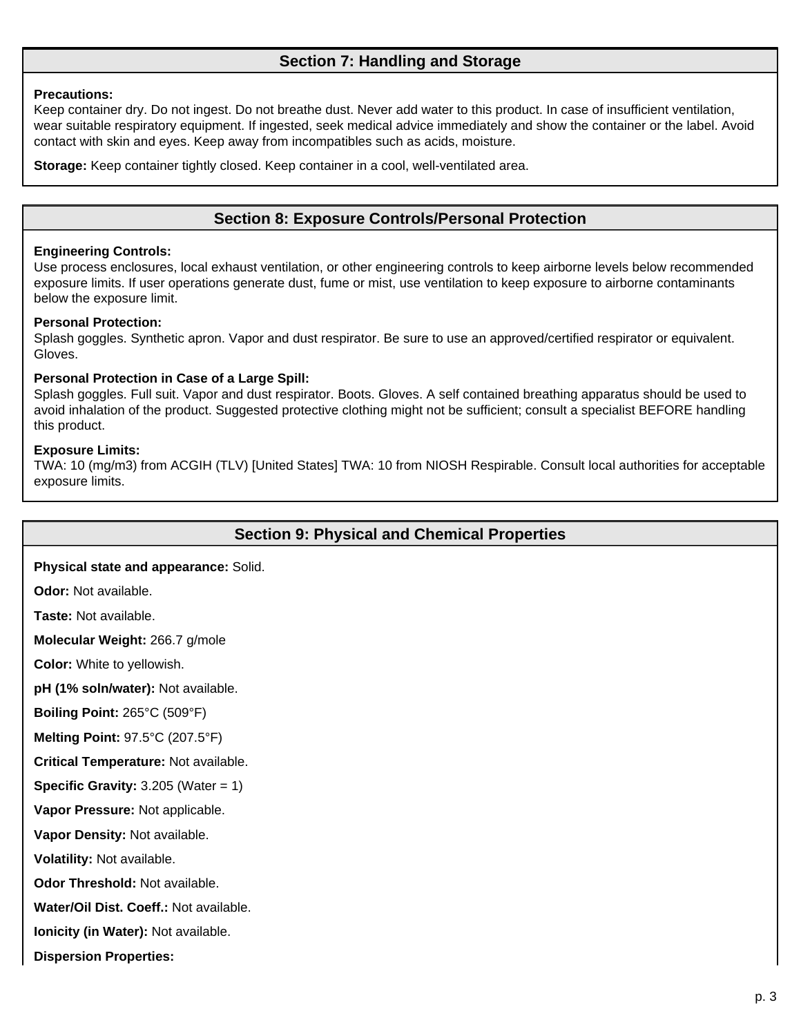## Section 7: Handling and Storage

**Precautions:**
Keep container dry. Do not ingest. Do not breathe dust. Never add water to this product. In case of insufficient ventilation, wear suitable respiratory equipment. If ingested, seek medical advice immediately and show the container or the label. Avoid contact with skin and eyes. Keep away from incompatibles such as acids, moisture.

**Storage:** Keep container tightly closed. Keep container in a cool, well-ventilated area.

## Section 8: Exposure Controls/Personal Protection

**Engineering Controls:**
Use process enclosures, local exhaust ventilation, or other engineering controls to keep airborne levels below recommended exposure limits. If user operations generate dust, fume or mist, use ventilation to keep exposure to airborne contaminants below the exposure limit.

**Personal Protection:**
Splash goggles. Synthetic apron. Vapor and dust respirator. Be sure to use an approved/certified respirator or equivalent. Gloves.

**Personal Protection in Case of a Large Spill:**
Splash goggles. Full suit. Vapor and dust respirator. Boots. Gloves. A self contained breathing apparatus should be used to avoid inhalation of the product. Suggested protective clothing might not be sufficient; consult a specialist BEFORE handling this product.

**Exposure Limits:**
TWA: 10 (mg/m3) from ACGIH (TLV) [United States] TWA: 10 from NIOSH Respirable. Consult local authorities for acceptable exposure limits.

## Section 9: Physical and Chemical Properties

**Physical state and appearance:** Solid.

**Odor:** Not available.

**Taste:** Not available.

**Molecular Weight:** 266.7 g/mole

**Color:** White to yellowish.

**pH (1% soln/water):** Not available.

**Boiling Point:** 265°C (509°F)

**Melting Point:** 97.5°C (207.5°F)

**Critical Temperature:** Not available.

**Specific Gravity:** 3.205 (Water = 1)

**Vapor Pressure:** Not applicable.

**Vapor Density:** Not available.

**Volatility:** Not available.

**Odor Threshold:** Not available.

**Water/Oil Dist. Coeff.:** Not available.

**Ionicity (in Water):** Not available.

**Dispersion Properties:**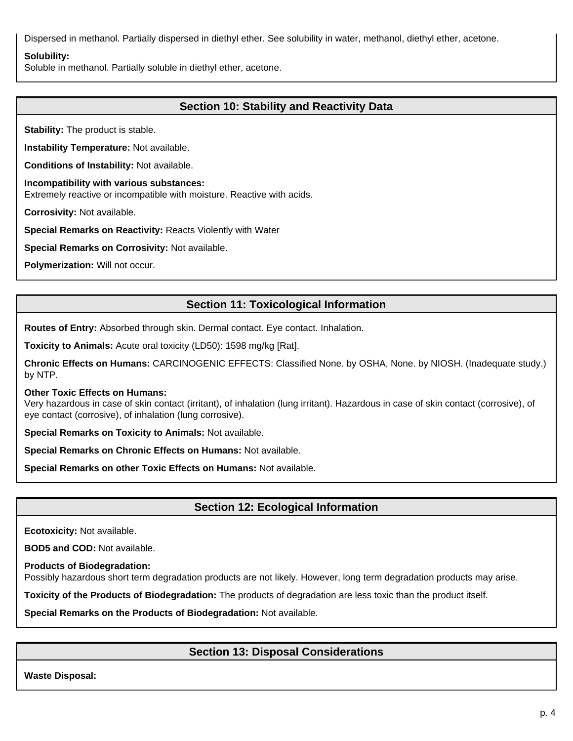Dispersed in methanol. Partially dispersed in diethyl ether. See solubility in water, methanol, diethyl ether, acetone.

**Solubility:**
Soluble in methanol. Partially soluble in diethyl ether, acetone.

## Section 10: Stability and Reactivity Data

**Stability:** The product is stable.

**Instability Temperature:** Not available.

**Conditions of Instability:** Not available.

**Incompatibility with various substances:**
Extremely reactive or incompatible with moisture. Reactive with acids.

**Corrosivity:** Not available.

**Special Remarks on Reactivity:** Reacts Violently with Water

**Special Remarks on Corrosivity:** Not available.

**Polymerization:** Will not occur.

## Section 11: Toxicological Information

**Routes of Entry:** Absorbed through skin. Dermal contact. Eye contact. Inhalation.

**Toxicity to Animals:** Acute oral toxicity (LD50): 1598 mg/kg [Rat].

**Chronic Effects on Humans:** CARCINOGENIC EFFECTS: Classified None. by OSHA, None. by NIOSH. (Inadequate study.) by NTP.

**Other Toxic Effects on Humans:**
Very hazardous in case of skin contact (irritant), of inhalation (lung irritant). Hazardous in case of skin contact (corrosive), of eye contact (corrosive), of inhalation (lung corrosive).

**Special Remarks on Toxicity to Animals:** Not available.

**Special Remarks on Chronic Effects on Humans:** Not available.

**Special Remarks on other Toxic Effects on Humans:** Not available.

## Section 12: Ecological Information

**Ecotoxicity:** Not available.

**BOD5 and COD:** Not available.

**Products of Biodegradation:**
Possibly hazardous short term degradation products are not likely. However, long term degradation products may arise.

**Toxicity of the Products of Biodegradation:** The products of degradation are less toxic than the product itself.

**Special Remarks on the Products of Biodegradation:** Not available.

## Section 13: Disposal Considerations

**Waste Disposal:**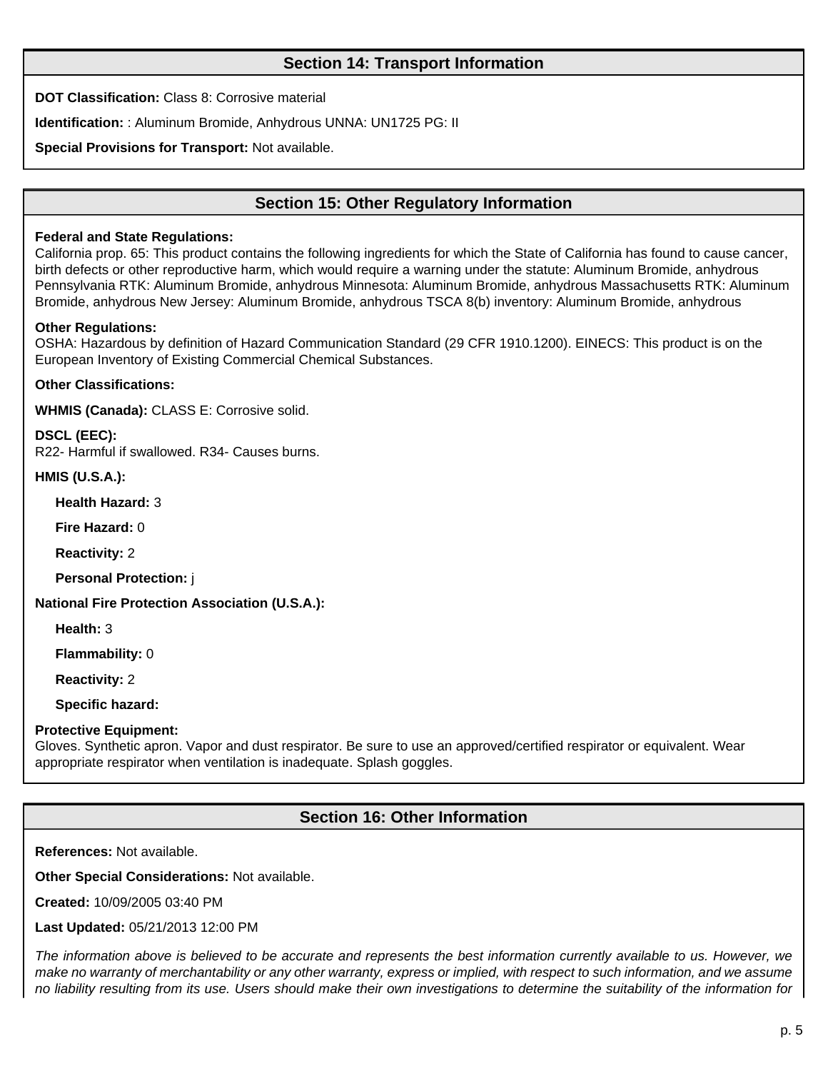## Section 14: Transport Information

**DOT Classification:** Class 8: Corrosive material

**Identification:** : Aluminum Bromide, Anhydrous UNNA: UN1725 PG: II

**Special Provisions for Transport:** Not available.

## Section 15: Other Regulatory Information

**Federal and State Regulations:**
California prop. 65: This product contains the following ingredients for which the State of California has found to cause cancer, birth defects or other reproductive harm, which would require a warning under the statute: Aluminum Bromide, anhydrous Pennsylvania RTK: Aluminum Bromide, anhydrous Minnesota: Aluminum Bromide, anhydrous Massachusetts RTK: Aluminum Bromide, anhydrous New Jersey: Aluminum Bromide, anhydrous TSCA 8(b) inventory: Aluminum Bromide, anhydrous

**Other Regulations:**
OSHA: Hazardous by definition of Hazard Communication Standard (29 CFR 1910.1200). EINECS: This product is on the European Inventory of Existing Commercial Chemical Substances.

**Other Classifications:**

**WHMIS (Canada):** CLASS E: Corrosive solid.

**DSCL (EEC):**
R22- Harmful if swallowed. R34- Causes burns.

**HMIS (U.S.A.):**

- **Health Hazard:** 3
- **Fire Hazard:** 0
- **Reactivity:** 2
- **Personal Protection:** j

**National Fire Protection Association (U.S.A.):**

- **Health:** 3
- **Flammability:** 0
- **Reactivity:** 2
- **Specific hazard:**

**Protective Equipment:**
Gloves. Synthetic apron. Vapor and dust respirator. Be sure to use an approved/certified respirator or equivalent. Wear appropriate respirator when ventilation is inadequate. Splash goggles.

## Section 16: Other Information

**References:** Not available.

**Other Special Considerations:** Not available.

**Created:** 10/09/2005 03:40 PM

**Last Updated:** 05/21/2013 12:00 PM

*The information above is believed to be accurate and represents the best information currently available to us. However, we make no warranty of merchantability or any other warranty, express or implied, with respect to such information, and we assume no liability resulting from its use. Users should make their own investigations to determine the suitability of the information for*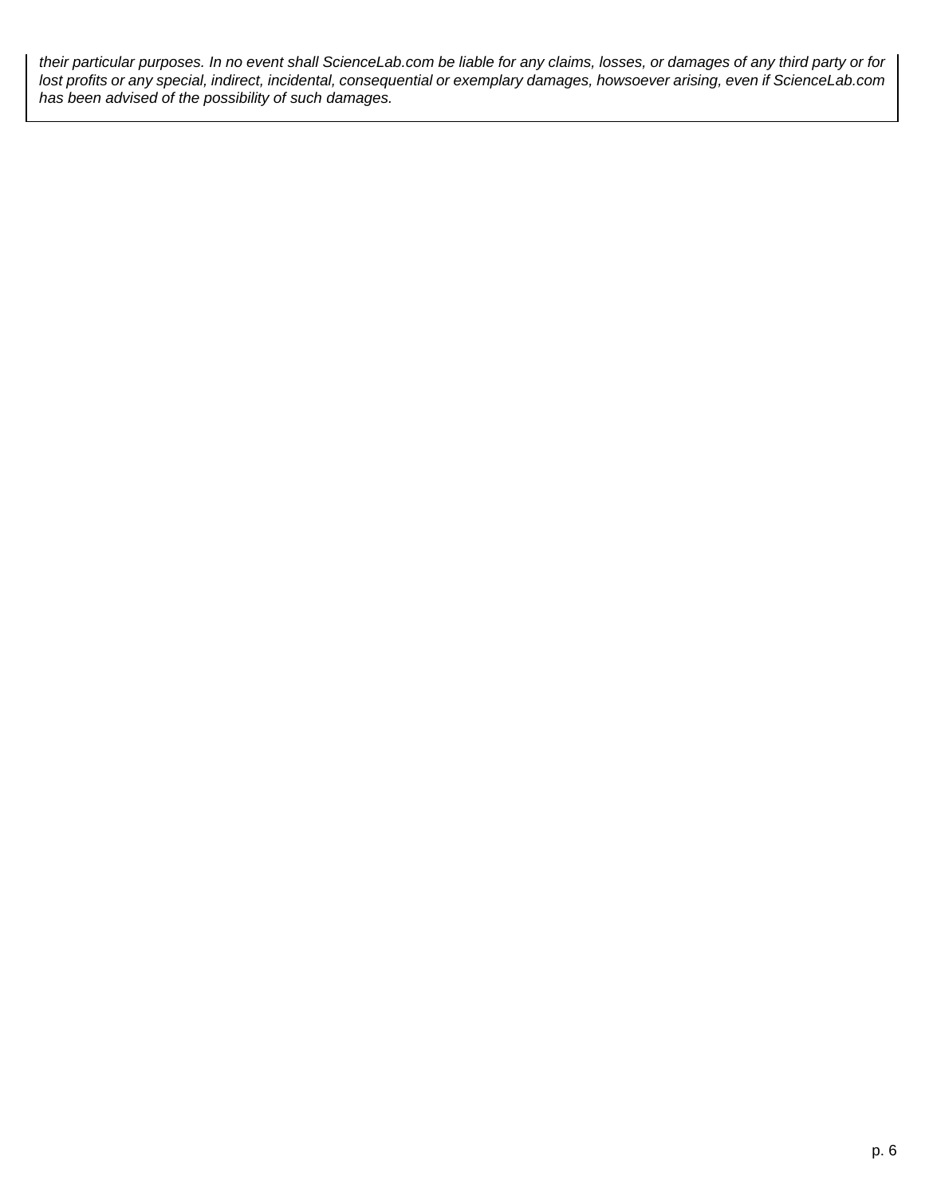*their particular purposes. In no event shall ScienceLab.com be liable for any claims, losses, or damages of any third party or for lost profits or any special, indirect, incidental, consequential or exemplary damages, howsoever arising, even if ScienceLab.com has been advised of the possibility of such damages.*